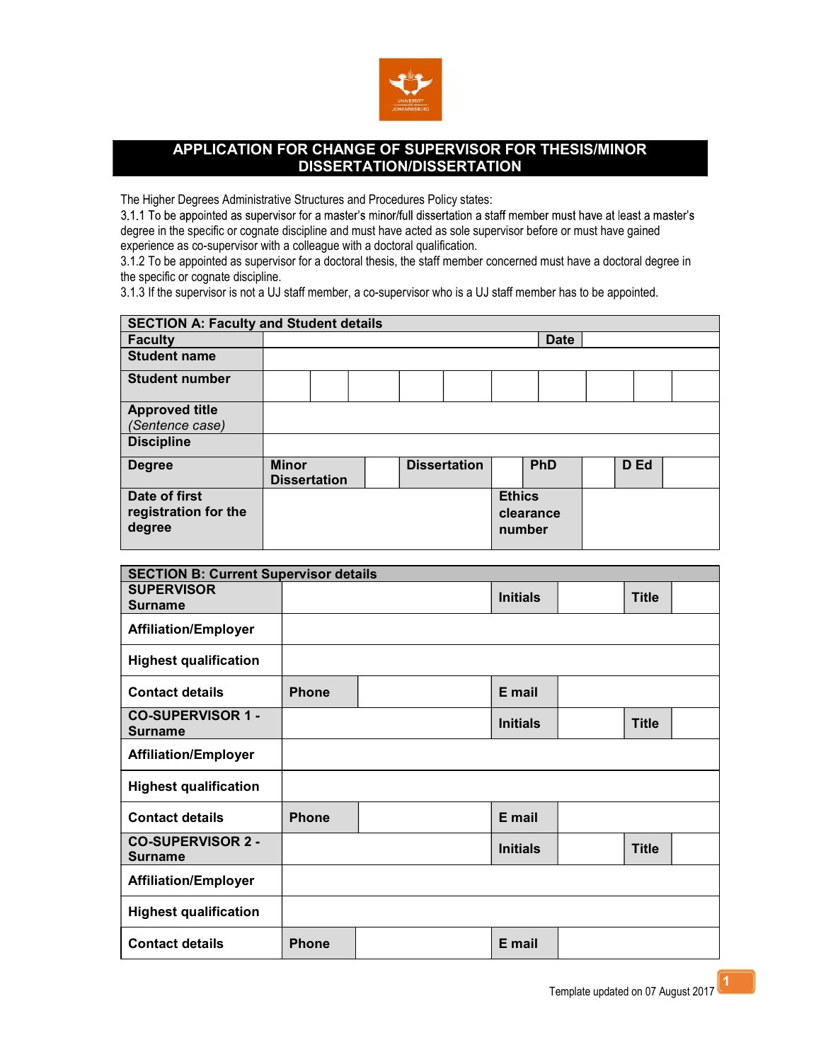# APPLICATION FOR CHANGE OF SUPERVISOR FOR THESIS/MINOR DISSERTATION/DISSERTATION

The Higher Degrees Administrative Structures and Procedures Policy states:

3.1.1 To be appointed as supervisor for a master's minor/full dissertation a staff member must have at least a master's degree in the specific or cognate discipline and must have acted as sole supervisor before or must have gained experience as co-supervisor with a colleague with a doctoral qualification.

3.1.2 To be appointed as supervisor for a doctoral thesis, the staff member concerned must have a doctoral degree in the specific or cognate discipline.

3.1.3 If the supervisor is not a UJ staff member, a co-supervisor who is a UJ staff member has to be appointed.

| **SECTION A: Faculty and Student details** | | | | | | | | | |
|---|---|---|---|---|---|---|---|---|---|
| **Faculty** | | | | | | | **Date** | | |
| **Student name** | | | | | | | | | |
| **Student number** | | | | | | | | | |
| **Approved title** *(Sentence case)* | | | | | | | | | |
| **Discipline** | | | | | | | | | |
| **Degree** | **Minor Dissertation** | | **Dissertation** | | **PhD** | | **D Ed** | | |
| **Date of first registration for the degree** | | | | | **Ethics clearance number** | | | | |

| **SECTION B: Current Supervisor details** | | | | | |
|---|---|---|---|---|---|
| **SUPERVISOR Surname** | | **Initials** | | **Title** | |
| **Affiliation/Employer** | | | | | |
| **Highest qualification** | | | | | |
| **Contact details** | **Phone** | | **E mail** | | |
| **CO-SUPERVISOR 1 - Surname** | | **Initials** | | **Title** | |
| **Affiliation/Employer** | | | | | |
| **Highest qualification** | | | | | |
| **Contact details** | **Phone** | | **E mail** | | |
| **CO-SUPERVISOR 2 - Surname** | | **Initials** | | **Title** | |
| **Affiliation/Employer** | | | | | |
| **Highest qualification** | | | | | |
| **Contact details** | **Phone** | | **E mail** | | |

Template updated on 07 August 2017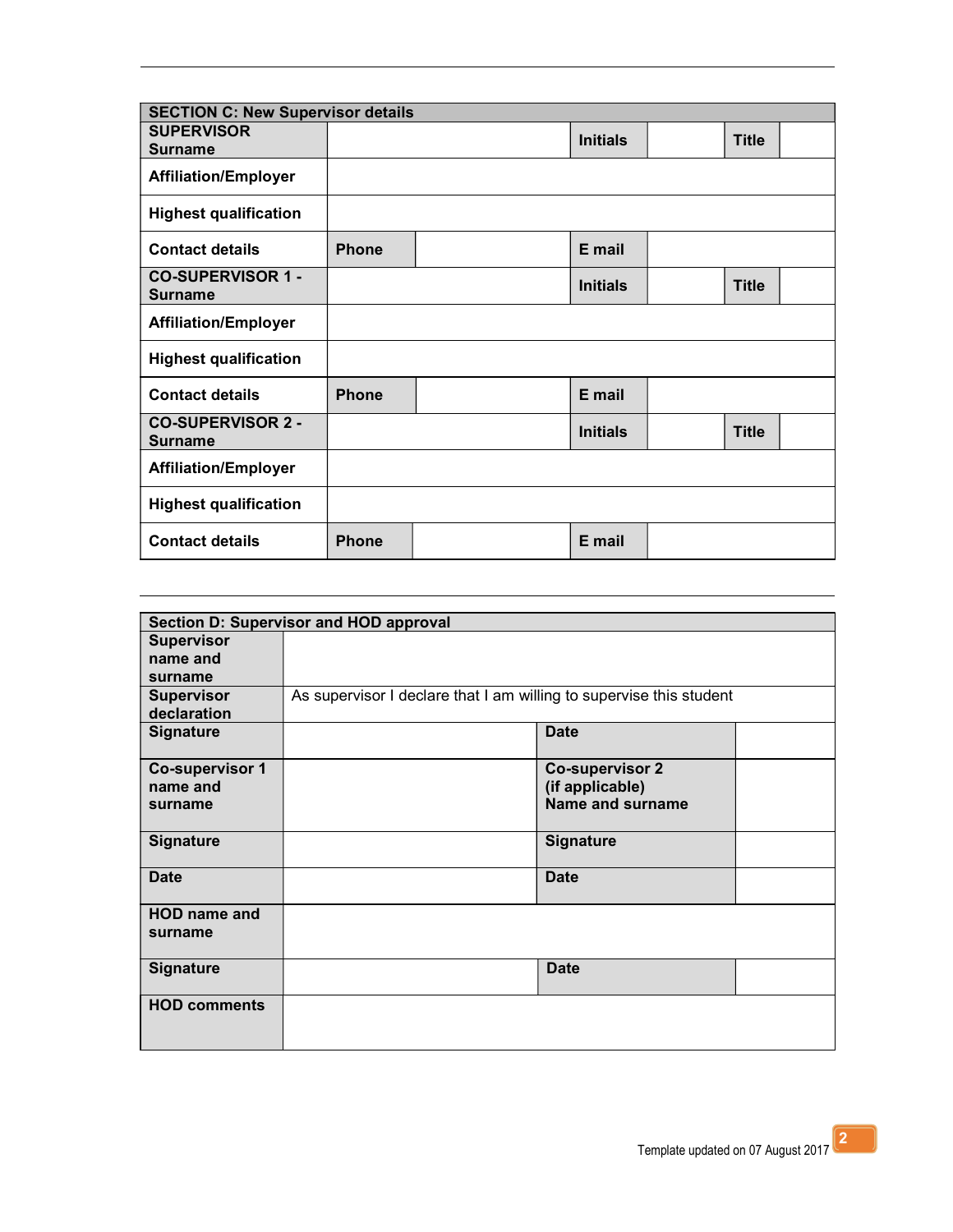| SECTION C: New Supervisor details | | | | | |
|---|---|---|---|---|---|
| SUPERVISOR Surname | | | Initials | | Title | |
| Affiliation/Employer | | | | | |
| Highest qualification | | | | | |
| Contact details | Phone | | E mail | | |
| CO-SUPERVISOR 1 - Surname | | | Initials | | Title | |
| Affiliation/Employer | | | | | |
| Highest qualification | | | | | |
| Contact details | Phone | | E mail | | |
| CO-SUPERVISOR 2 - Surname | | | Initials | | Title | |
| Affiliation/Employer | | | | | |
| Highest qualification | | | | | |
| Contact details | Phone | | E mail | | |

| Section D: Supervisor and HOD approval | | | |
|---|---|---|---|
| Supervisor name and surname | | | |
| Supervisor declaration | As supervisor I declare that I am willing to supervise this student | | |
| Signature | | Date | |
| Co-supervisor 1 name and surname | | Co-supervisor 2 (if applicable) Name and surname | |
| Signature | | Signature | |
| Date | | Date | |
| HOD name and surname | | | |
| Signature | | Date | |
| HOD comments | | | |

Template updated on 07 August 2017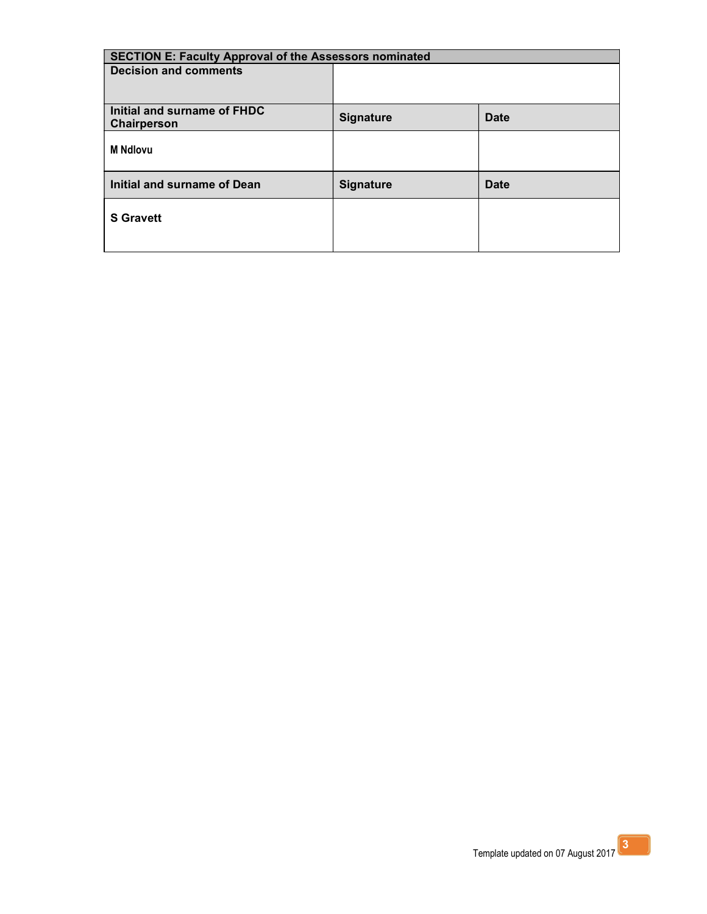| SECTION E: Faculty Approval of the Assessors nominated | | |
|---|---|---|
| **Decision and comments** | | |
| **Initial and surname of FHDC Chairperson** | **Signature** | **Date** |
| M Ndlovu | | |
| **Initial and surname of Dean** | **Signature** | **Date** |
| S Gravett | | |

Template updated on 07 August 2017